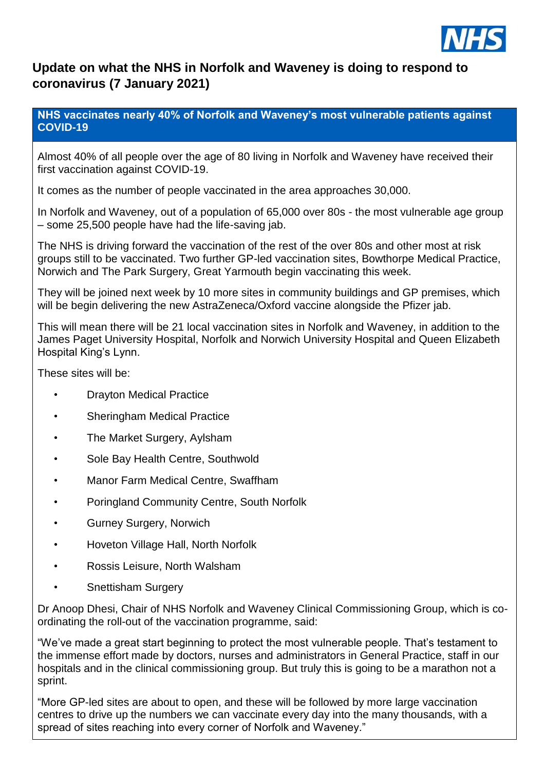# Update on what the NHS in Norfolk and Waveney is doing to respond to coronavirus (7 January 2021)

## NHS vaccinates nearly 40% of Norfolk and Waveney's most vulnerable patients against COVID-19

Almost 40% of all people over the age of 80 living in Norfolk and Waveney have received their first vaccination against COVID-19.

It comes as the number of people vaccinated in the area approaches 30,000.

In Norfolk and Waveney, out of a population of 65,000 over 80s - the most vulnerable age group – some 25,500 people have had the life-saving jab.

The NHS is driving forward the vaccination of the rest of the over 80s and other most at risk groups still to be vaccinated. Two further GP-led vaccination sites, Bowthorpe Medical Practice, Norwich and The Park Surgery, Great Yarmouth begin vaccinating this week.

They will be joined next week by 10 more sites in community buildings and GP premises, which will be begin delivering the new AstraZeneca/Oxford vaccine alongside the Pfizer jab.

This will mean there will be 21 local vaccination sites in Norfolk and Waveney, in addition to the James Paget University Hospital, Norfolk and Norwich University Hospital and Queen Elizabeth Hospital King's Lynn.

These sites will be:

- Drayton Medical Practice
- Sheringham Medical Practice
- The Market Surgery, Aylsham
- Sole Bay Health Centre, Southwold
- Manor Farm Medical Centre, Swaffham
- Poringland Community Centre, South Norfolk
- Gurney Surgery, Norwich
- Hoveton Village Hall, North Norfolk
- Rossis Leisure, North Walsham
- Snettisham Surgery

Dr Anoop Dhesi, Chair of NHS Norfolk and Waveney Clinical Commissioning Group, which is co-ordinating the roll-out of the vaccination programme, said:

"We've made a great start beginning to protect the most vulnerable people. That's testament to the immense effort made by doctors, nurses and administrators in General Practice, staff in our hospitals and in the clinical commissioning group. But truly this is going to be a marathon not a sprint.

"More GP-led sites are about to open, and these will be followed by more large vaccination centres to drive up the numbers we can vaccinate every day into the many thousands, with a spread of sites reaching into every corner of Norfolk and Waveney."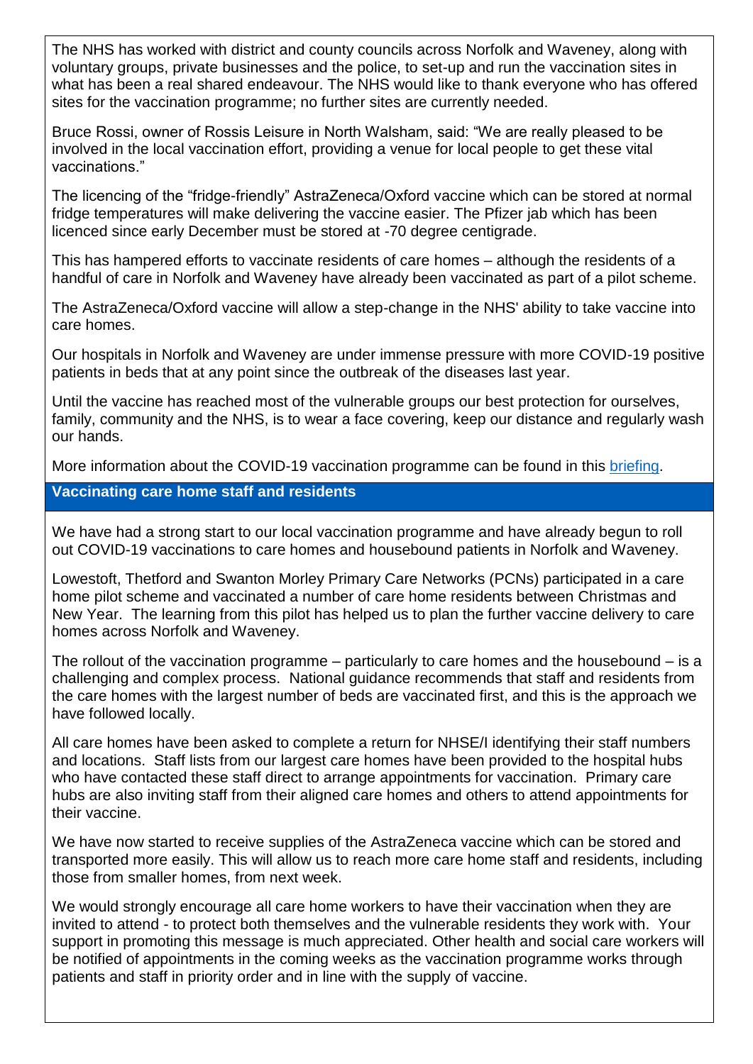The NHS has worked with district and county councils across Norfolk and Waveney, along with voluntary groups, private businesses and the police, to set-up and run the vaccination sites in what has been a real shared endeavour. The NHS would like to thank everyone who has offered sites for the vaccination programme; no further sites are currently needed.

Bruce Rossi, owner of Rossis Leisure in North Walsham, said: "We are really pleased to be involved in the local vaccination effort, providing a venue for local people to get these vital vaccinations."

The licencing of the "fridge-friendly" AstraZeneca/Oxford vaccine which can be stored at normal fridge temperatures will make delivering the vaccine easier. The Pfizer jab which has been licenced since early December must be stored at -70 degree centigrade.

This has hampered efforts to vaccinate residents of care homes – although the residents of a handful of care in Norfolk and Waveney have already been vaccinated as part of a pilot scheme.

The AstraZeneca/Oxford vaccine will allow a step-change in the NHS' ability to take vaccine into care homes.

Our hospitals in Norfolk and Waveney are under immense pressure with more COVID-19 positive patients in beds that at any point since the outbreak of the diseases last year.

Until the vaccine has reached most of the vulnerable groups our best protection for ourselves, family, community and the NHS, is to wear a face covering, keep our distance and regularly wash our hands.

More information about the COVID-19 vaccination programme can be found in this [briefing](briefing).

## Vaccinating care home staff and residents

We have had a strong start to our local vaccination programme and have already begun to roll out COVID-19 vaccinations to care homes and housebound patients in Norfolk and Waveney.

Lowestoft, Thetford and Swanton Morley Primary Care Networks (PCNs) participated in a care home pilot scheme and vaccinated a number of care home residents between Christmas and New Year. The learning from this pilot has helped us to plan the further vaccine delivery to care homes across Norfolk and Waveney.

The rollout of the vaccination programme – particularly to care homes and the housebound – is a challenging and complex process. National guidance recommends that staff and residents from the care homes with the largest number of beds are vaccinated first, and this is the approach we have followed locally.

All care homes have been asked to complete a return for NHSE/I identifying their staff numbers and locations. Staff lists from our largest care homes have been provided to the hospital hubs who have contacted these staff direct to arrange appointments for vaccination. Primary care hubs are also inviting staff from their aligned care homes and others to attend appointments for their vaccine.

We have now started to receive supplies of the AstraZeneca vaccine which can be stored and transported more easily. This will allow us to reach more care home staff and residents, including those from smaller homes, from next week.

We would strongly encourage all care home workers to have their vaccination when they are invited to attend - to protect both themselves and the vulnerable residents they work with. Your support in promoting this message is much appreciated. Other health and social care workers will be notified of appointments in the coming weeks as the vaccination programme works through patients and staff in priority order and in line with the supply of vaccine.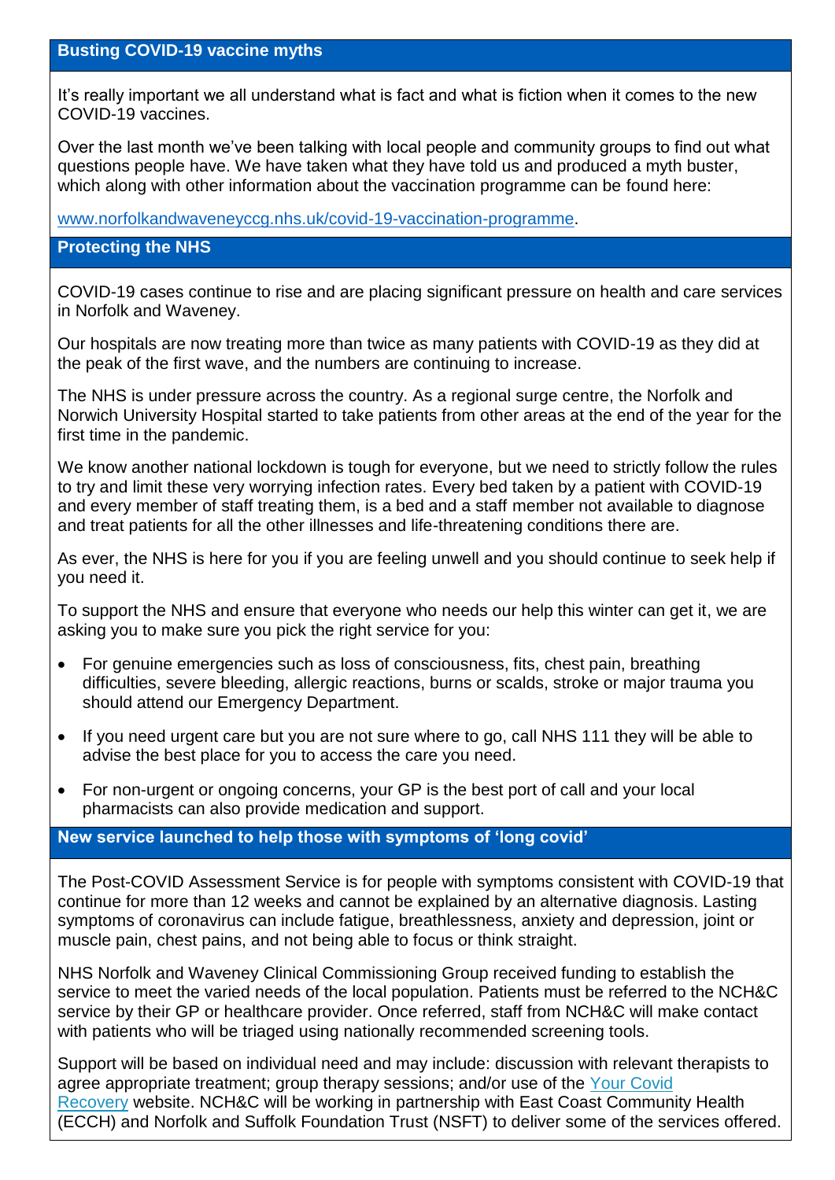## Busting COVID-19 vaccine myths

It's really important we all understand what is fact and what is fiction when it comes to the new COVID-19 vaccines.

Over the last month we've been talking with local people and community groups to find out what questions people have. We have taken what they have told us and produced a myth buster, which along with other information about the vaccination programme can be found here:

[www.norfolkandwaveneyccg.nhs.uk/covid-19-vaccination-programme](http://www.norfolkandwaveneyccg.nhs.uk/covid-19-vaccination-programme).

## Protecting the NHS

COVID-19 cases continue to rise and are placing significant pressure on health and care services in Norfolk and Waveney.

Our hospitals are now treating more than twice as many patients with COVID-19 as they did at the peak of the first wave, and the numbers are continuing to increase.

The NHS is under pressure across the country. As a regional surge centre, the Norfolk and Norwich University Hospital started to take patients from other areas at the end of the year for the first time in the pandemic.

We know another national lockdown is tough for everyone, but we need to strictly follow the rules to try and limit these very worrying infection rates. Every bed taken by a patient with COVID-19 and every member of staff treating them, is a bed and a staff member not available to diagnose and treat patients for all the other illnesses and life-threatening conditions there are.

As ever, the NHS is here for you if you are feeling unwell and you should continue to seek help if you need it.

To support the NHS and ensure that everyone who needs our help this winter can get it, we are asking you to make sure you pick the right service for you:

- For genuine emergencies such as loss of consciousness, fits, chest pain, breathing difficulties, severe bleeding, allergic reactions, burns or scalds, stroke or major trauma you should attend our Emergency Department.
- If you need urgent care but you are not sure where to go, call NHS 111 they will be able to advise the best place for you to access the care you need.
- For non-urgent or ongoing concerns, your GP is the best port of call and your local pharmacists can also provide medication and support.

## New service launched to help those with symptoms of 'long covid'

The Post-COVID Assessment Service is for people with symptoms consistent with COVID-19 that continue for more than 12 weeks and cannot be explained by an alternative diagnosis. Lasting symptoms of coronavirus can include fatigue, breathlessness, anxiety and depression, joint or muscle pain, chest pains, and not being able to focus or think straight.

NHS Norfolk and Waveney Clinical Commissioning Group received funding to establish the service to meet the varied needs of the local population. Patients must be referred to the NCH&C service by their GP or healthcare provider. Once referred, staff from NCH&C will make contact with patients who will be triaged using nationally recommended screening tools.

Support will be based on individual need and may include: discussion with relevant therapists to agree appropriate treatment; group therapy sessions; and/or use of the Your Covid Recovery website. NCH&C will be working in partnership with East Coast Community Health (ECCH) and Norfolk and Suffolk Foundation Trust (NSFT) to deliver some of the services offered.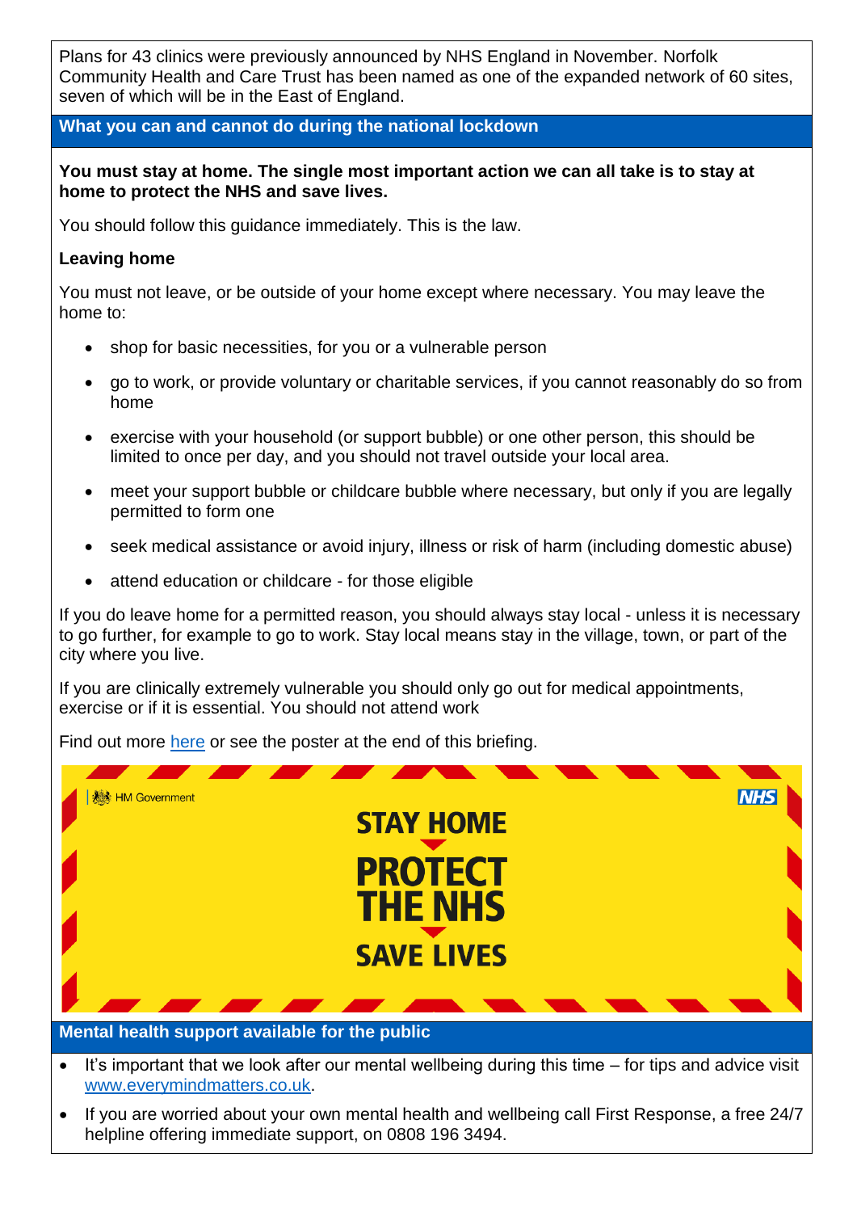Plans for 43 clinics were previously announced by NHS England in November. Norfolk Community Health and Care Trust has been named as one of the expanded network of 60 sites, seven of which will be in the East of England.

## What you can and cannot do during the national lockdown

**You must stay at home. The single most important action we can all take is to stay at home to protect the NHS and save lives.**

You should follow this guidance immediately. This is the law.

**Leaving home**

You must not leave, or be outside of your home except where necessary. You may leave the home to:

- shop for basic necessities, for you or a vulnerable person
- go to work, or provide voluntary or charitable services, if you cannot reasonably do so from home
- exercise with your household (or support bubble) or one other person, this should be limited to once per day, and you should not travel outside your local area.
- meet your support bubble or childcare bubble where necessary, but only if you are legally permitted to form one
- seek medical assistance or avoid injury, illness or risk of harm (including domestic abuse)
- attend education or childcare - for those eligible

If you do leave home for a permitted reason, you should always stay local - unless it is necessary to go further, for example to go to work. Stay local means stay in the village, town, or part of the city where you live.

If you are clinically extremely vulnerable you should only go out for medical appointments, exercise or if it is essential. You should not attend work

Find out more here or see the poster at the end of this briefing.

HM Government | NHS

**STAY HOME**
**PROTECT THE NHS**
**SAVE LIVES**

## Mental health support available for the public

- It's important that we look after our mental wellbeing during this time – for tips and advice visit www.everymindmatters.co.uk.
- If you are worried about your own mental health and wellbeing call First Response, a free 24/7 helpline offering immediate support, on 0808 196 3494.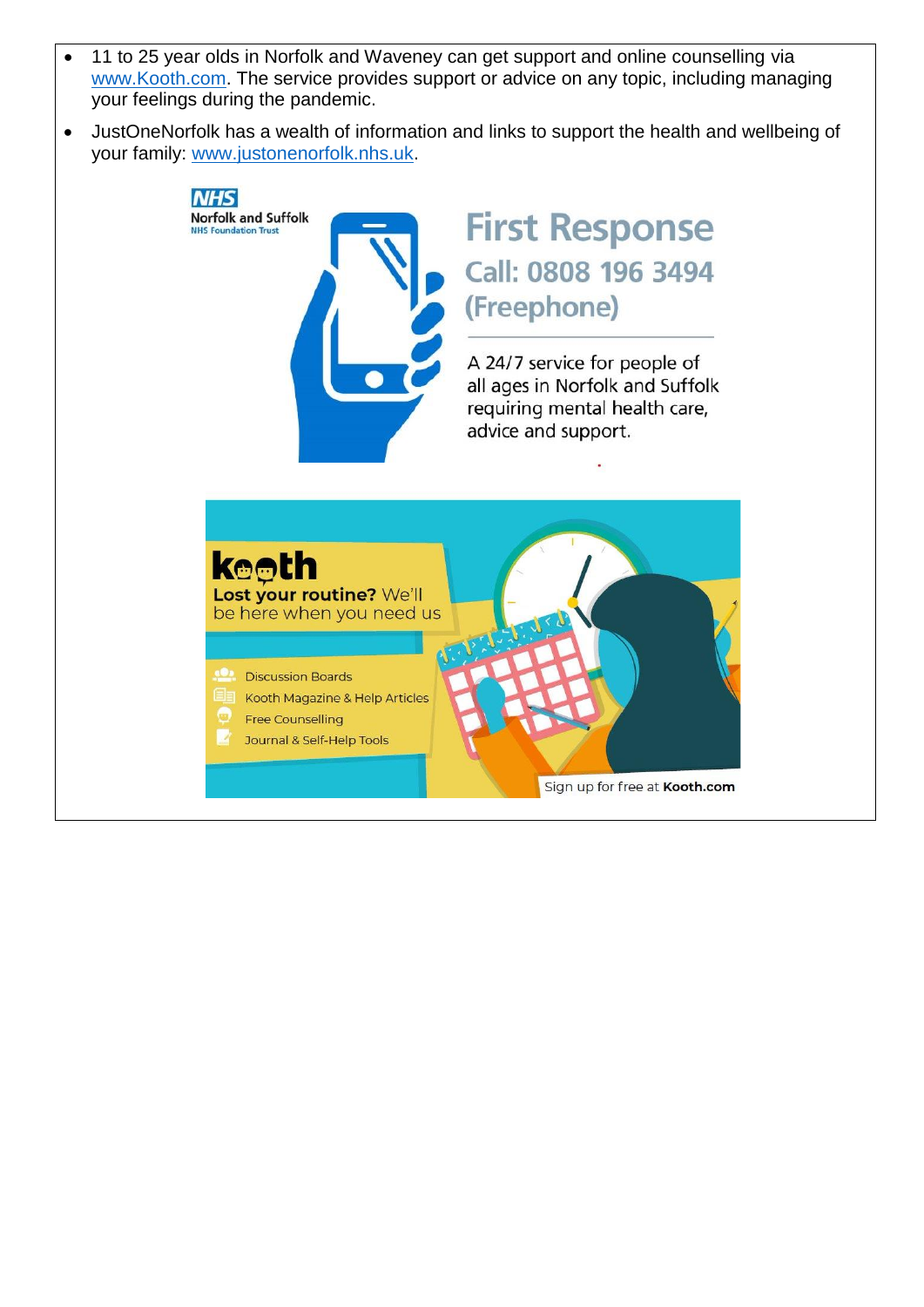- 11 to 25 year olds in Norfolk and Waveney can get support and online counselling via www.Kooth.com. The service provides support or advice on any topic, including managing your feelings during the pandemic.
- JustOneNorfolk has a wealth of information and links to support the health and wellbeing of your family: www.justonenorfolk.nhs.uk.

NHS Norfolk and Suffolk NHS Foundation Trust

## First Response

**Call: 0808 196 3494 (Freephone)**

A 24/7 service for people of all ages in Norfolk and Suffolk requiring mental health care, advice and support.

**kooth**

**Lost your routine?** We'll be here when you need us

- Discussion Boards
- Kooth Magazine & Help Articles
- Free Counselling
- Journal & Self-Help Tools

Sign up for free at **Kooth.com**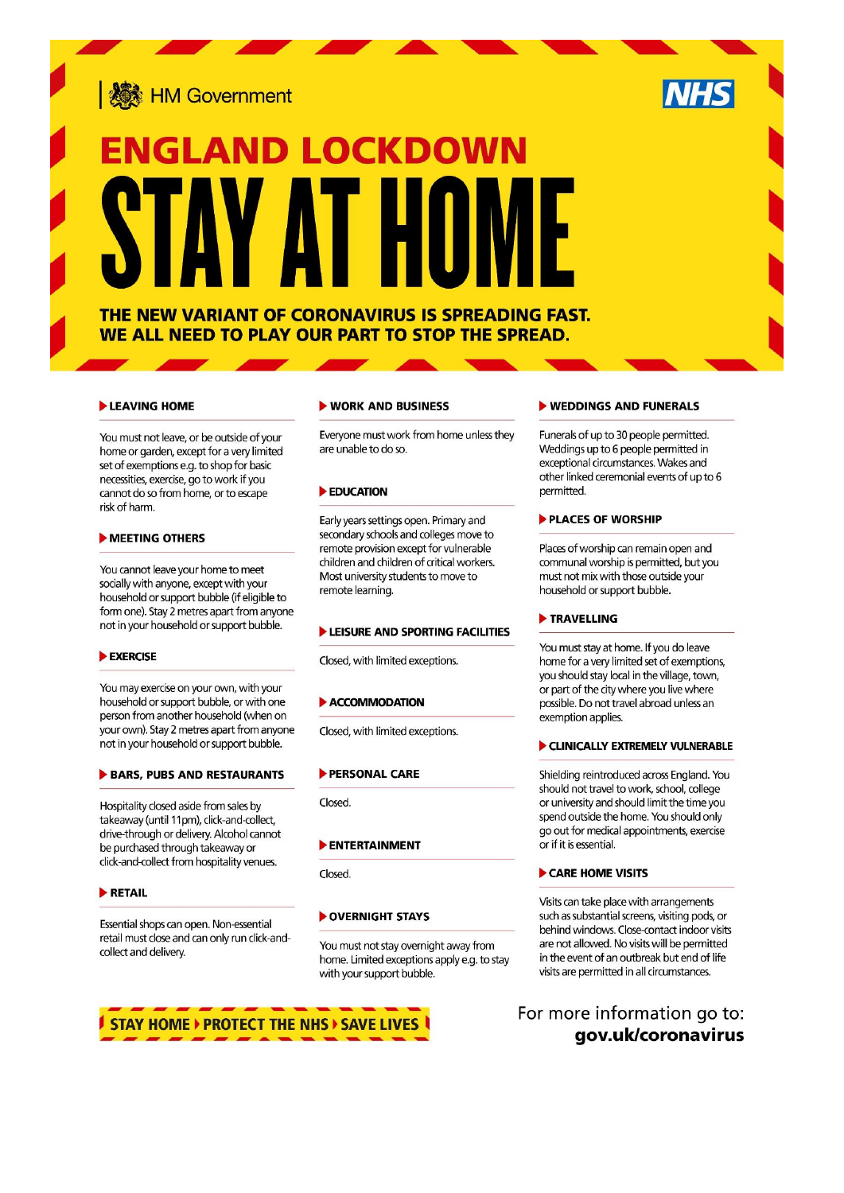HM Government

NHS

# ENGLAND LOCKDOWN

# STAY AT HOME

**THE NEW VARIANT OF CORONAVIRUS IS SPREADING FAST. WE ALL NEED TO PLAY OUR PART TO STOP THE SPREAD.**

### LEAVING HOME

You must not leave, or be outside of your home or garden, except for a very limited set of exemptions e.g. to shop for basic necessities, exercise, go to work if you cannot do so from home, or to escape risk of harm.

### MEETING OTHERS

You cannot leave your home to meet socially with anyone, except with your household or support bubble (if eligible to form one). Stay 2 metres apart from anyone not in your household or support bubble.

### EXERCISE

You may exercise on your own, with your household or support bubble, or with one person from another household (when on your own). Stay 2 metres apart from anyone not in your household or support bubble.

### BARS, PUBS AND RESTAURANTS

Hospitality closed aside from sales by takeaway (until 11pm), click-and-collect, drive-through or delivery. Alcohol cannot be purchased through takeaway or click-and-collect from hospitality venues.

### RETAIL

Essential shops can open. Non-essential retail must close and can only run click-and-collect and delivery.

### WORK AND BUSINESS

Everyone must work from home unless they are unable to do so.

### EDUCATION

Early years settings open. Primary and secondary schools and colleges move to remote provision except for vulnerable children and children of critical workers. Most university students to move to remote learning.

### LEISURE AND SPORTING FACILITIES

Closed, with limited exceptions.

### ACCOMMODATION

Closed, with limited exceptions.

### PERSONAL CARE

Closed.

### ENTERTAINMENT

Closed.

### OVERNIGHT STAYS

You must not stay overnight away from home. Limited exceptions apply e.g. to stay with your support bubble.

### WEDDINGS AND FUNERALS

Funerals of up to 30 people permitted. Weddings up to 6 people permitted in exceptional circumstances. Wakes and other linked ceremonial events of up to 6 permitted.

### PLACES OF WORSHIP

Places of worship can remain open and communal worship is permitted, but you must not mix with those outside your household or support bubble.

### TRAVELLING

You must stay at home. If you do leave home for a very limited set of exemptions, you should stay local in the village, town, or part of the city where you live where possible. Do not travel abroad unless an exemption applies.

### CLINICALLY EXTREMELY VULNERABLE

Shielding reintroduced across England. You should not travel to work, school, college or university and should limit the time you spend outside the home. You should only go out for medical appointments, exercise or if it is essential.

### CARE HOME VISITS

Visits can take place with arrangements such as substantial screens, visiting pods, or behind windows. Close-contact indoor visits are not allowed. No visits will be permitted in the event of an outbreak but end of life visits are permitted in all circumstances.

**STAY HOME ▸ PROTECT THE NHS ▸ SAVE LIVES**

For more information go to:
**gov.uk/coronavirus**